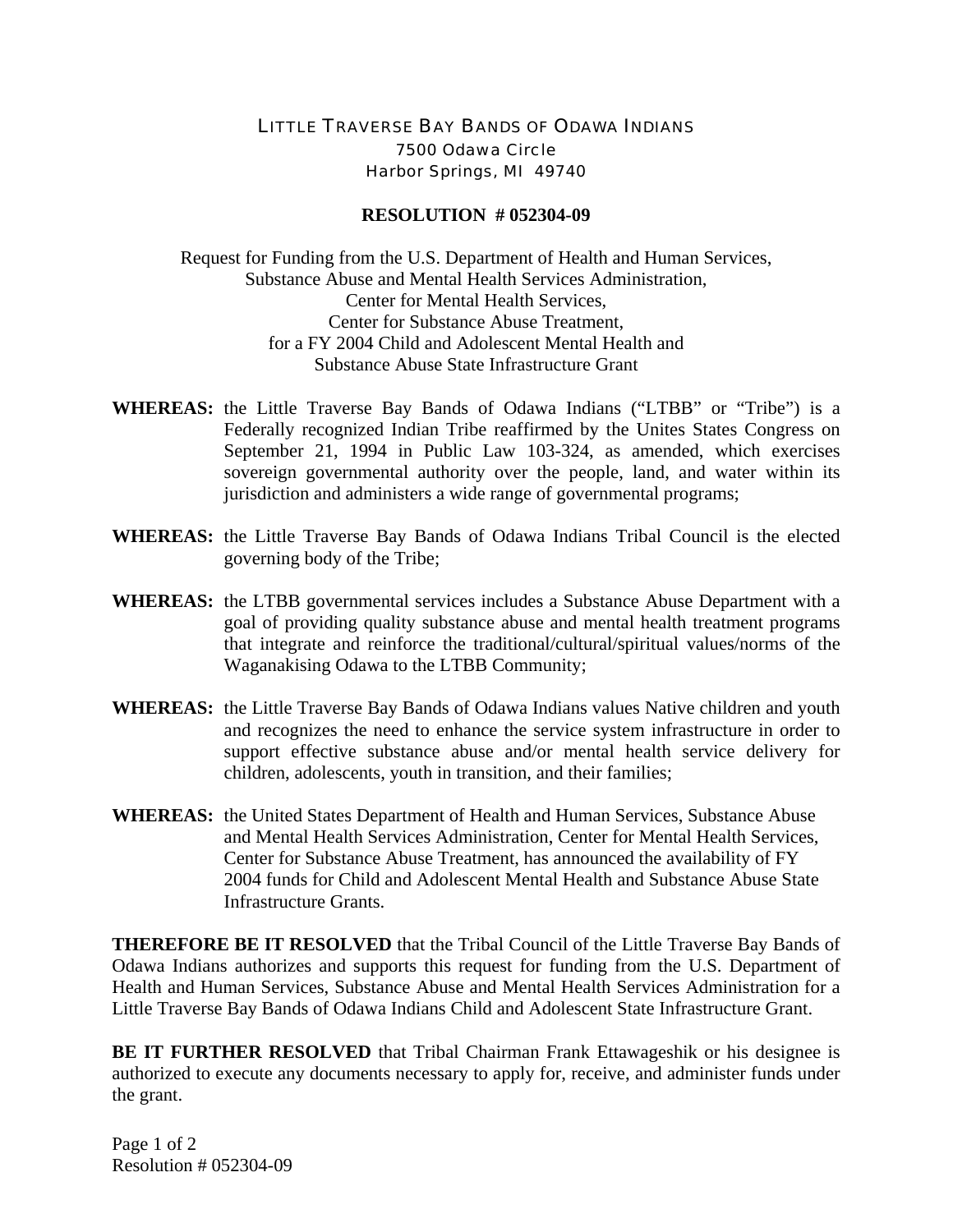LITTLE TRAVERSE BAY BANDS OF ODAWA INDIANS
7500 Odawa Circle
Harbor Springs, MI 49740

**RESOLUTION # 052304-09**

Request for Funding from the U.S. Department of Health and Human Services,
Substance Abuse and Mental Health Services Administration,
Center for Mental Health Services,
Center for Substance Abuse Treatment,
for a FY 2004 Child and Adolescent Mental Health and
Substance Abuse State Infrastructure Grant

**WHEREAS:** the Little Traverse Bay Bands of Odawa Indians ("LTBB" or "Tribe") is a Federally recognized Indian Tribe reaffirmed by the Unites States Congress on September 21, 1994 in Public Law 103-324, as amended, which exercises sovereign governmental authority over the people, land, and water within its jurisdiction and administers a wide range of governmental programs;

**WHEREAS:** the Little Traverse Bay Bands of Odawa Indians Tribal Council is the elected governing body of the Tribe;

**WHEREAS:** the LTBB governmental services includes a Substance Abuse Department with a goal of providing quality substance abuse and mental health treatment programs that integrate and reinforce the traditional/cultural/spiritual values/norms of the Waganakising Odawa to the LTBB Community;

**WHEREAS:** the Little Traverse Bay Bands of Odawa Indians values Native children and youth and recognizes the need to enhance the service system infrastructure in order to support effective substance abuse and/or mental health service delivery for children, adolescents, youth in transition, and their families;

**WHEREAS:** the United States Department of Health and Human Services, Substance Abuse and Mental Health Services Administration, Center for Mental Health Services, Center for Substance Abuse Treatment, has announced the availability of FY 2004 funds for Child and Adolescent Mental Health and Substance Abuse State Infrastructure Grants.

**THEREFORE BE IT RESOLVED** that the Tribal Council of the Little Traverse Bay Bands of Odawa Indians authorizes and supports this request for funding from the U.S. Department of Health and Human Services, Substance Abuse and Mental Health Services Administration for a Little Traverse Bay Bands of Odawa Indians Child and Adolescent State Infrastructure Grant.

**BE IT FURTHER RESOLVED** that Tribal Chairman Frank Ettawageshik or his designee is authorized to execute any documents necessary to apply for, receive, and administer funds under the grant.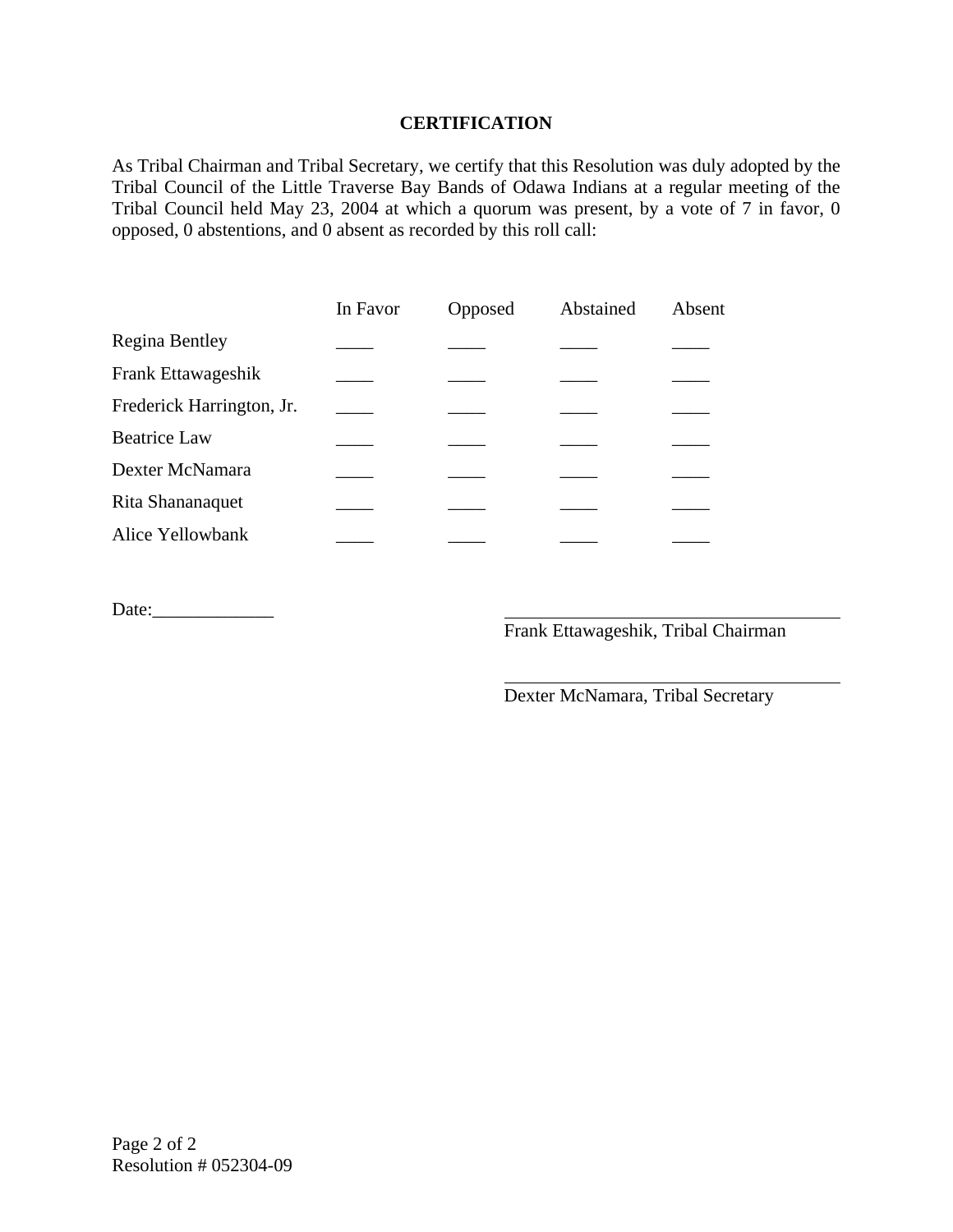**CERTIFICATION**

As Tribal Chairman and Tribal Secretary, we certify that this Resolution was duly adopted by the Tribal Council of the Little Traverse Bay Bands of Odawa Indians at a regular meeting of the Tribal Council held May 23, 2004 at which a quorum was present, by a vote of 7 in favor, 0 opposed, 0 abstentions, and 0 absent as recorded by this roll call:

| | In Favor | Opposed | Abstained | Absent |
|---|---|---|---|---|
| Regina Bentley | ____ | ____ | ____ | ____ |
| Frank Ettawageshik | ____ | ____ | ____ | ____ |
| Frederick Harrington, Jr. | ____ | ____ | ____ | ____ |
| Beatrice Law | ____ | ____ | ____ | ____ |
| Dexter McNamara | ____ | ____ | ____ | ____ |
| Rita Shananaquet | ____ | ____ | ____ | ____ |
| Alice Yellowbank | ____ | ____ | ____ | ____ |

Date:_____________

_____________________________________
Frank Ettawageshik, Tribal Chairman

_____________________________________
Dexter McNamara, Tribal Secretary

Resolution # 052304-09